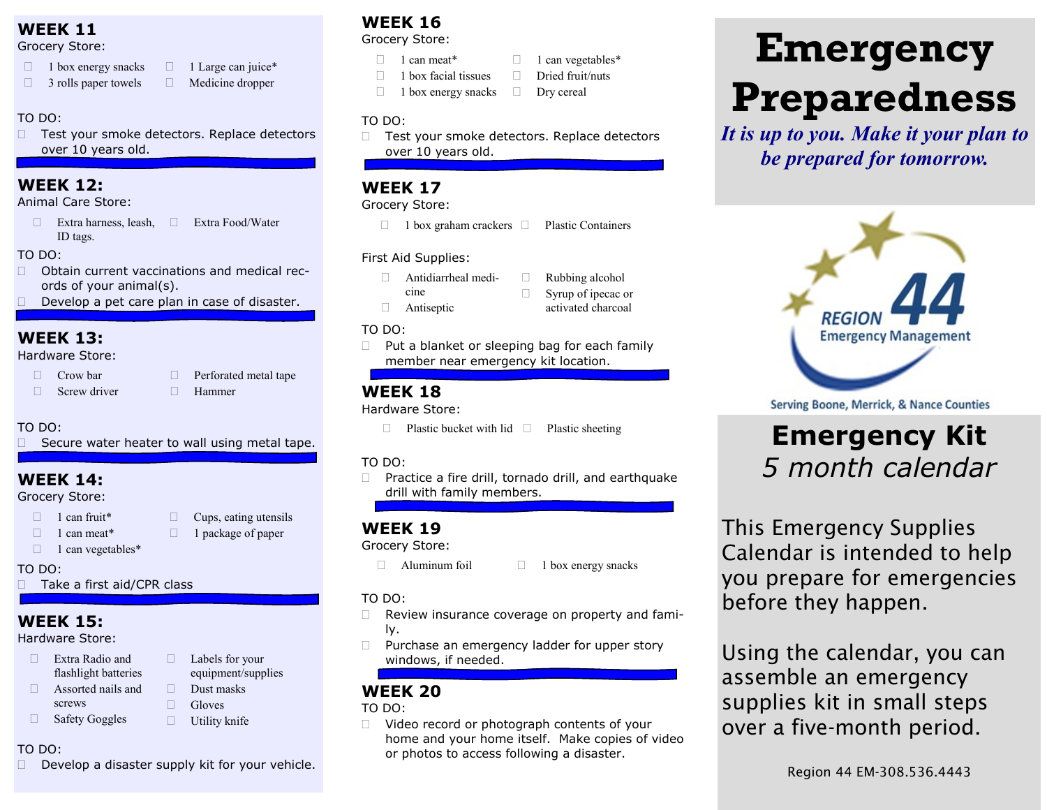## WEEK 11

Grocery Store:

- ☐ 1 box energy snacks
- ☐ 1 Large can juice*
- ☐ 3 rolls paper towels
- ☐ Medicine dropper

TO DO:

- ☐ Test your smoke detectors. Replace detectors over 10 years old.

## WEEK 12:

Animal Care Store:

- ☐ Extra harness, leash, ID tags.
- ☐ Extra Food/Water

TO DO:

- ☐ Obtain current vaccinations and medical records of your animal(s).
- ☐ Develop a pet care plan in case of disaster.

## WEEK 13:

Hardware Store:

- ☐ Crow bar
- ☐ Perforated metal tape
- ☐ Screw driver
- ☐ Hammer

TO DO:

- ☐ Secure water heater to wall using metal tape.

## WEEK 14:

Grocery Store:

- ☐ 1 can fruit*
- ☐ Cups, eating utensils
- ☐ 1 can meat*
- ☐ 1 package of paper
- ☐ 1 can vegetables*

TO DO:

- ☐ Take a first aid/CPR class

## WEEK 15:

Hardware Store:

- ☐ Extra Radio and flashlight batteries
- ☐ Labels for your equipment/supplies
- ☐ Assorted nails and screws
- ☐ Dust masks
- ☐ Gloves
- ☐ Safety Goggles
- ☐ Utility knife

TO DO:

- ☐ Develop a disaster supply kit for your vehicle.

## WEEK 16

Grocery Store:

- ☐ 1 can meat*
- ☐ 1 can vegetables*
- ☐ 1 box facial tissues
- ☐ Dried fruit/nuts
- ☐ 1 box energy snacks
- ☐ Dry cereal

TO DO:

- ☐ Test your smoke detectors. Replace detectors over 10 years old.

## WEEK 17

Grocery Store:

- ☐ 1 box graham crackers
- ☐ Plastic Containers

First Aid Supplies:

- ☐ Antidiarrheal medicine
- ☐ Rubbing alcohol
- ☐ Syrup of ipecac or activated charcoal
- ☐ Antiseptic

TO DO:

- ☐ Put a blanket or sleeping bag for each family member near emergency kit location.

## WEEK 18

Hardware Store:

- ☐ Plastic bucket with lid
- ☐ Plastic sheeting

TO DO:

- ☐ Practice a fire drill, tornado drill, and earthquake drill with family members.

## WEEK 19

Grocery Store:

- ☐ Aluminum foil
- ☐ 1 box energy snacks

TO DO:

- ☐ Review insurance coverage on property and family.
- ☐ Purchase an emergency ladder for upper story windows, if needed.

## WEEK 20

TO DO:

- ☐ Video record or photograph contents of your home and your home itself. Make copies of video or photos to access following a disaster.

# Emergency Preparedness

***It is up to you. Make it your plan to be prepared for tomorrow.***

REGION 44 Emergency Management

Serving Boone, Merrick, & Nance Counties

# Emergency Kit

## *5 month calendar*

This Emergency Supplies Calendar is intended to help you prepare for emergencies before they happen.

Using the calendar, you can assemble an emergency supplies kit in small steps over a five-month period.

Region 44 EM-308.536.4443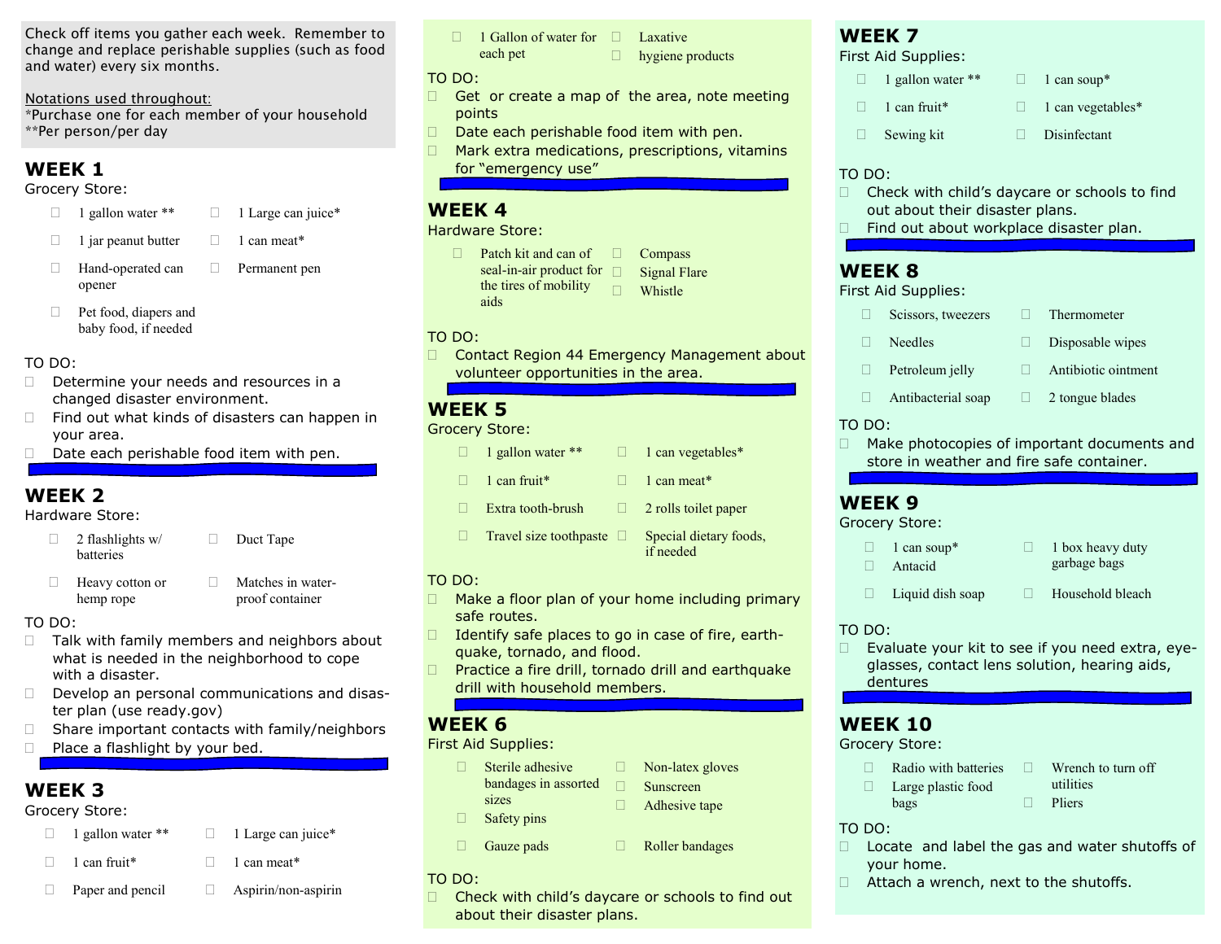Check off items you gather each week. Remember to change and replace perishable supplies (such as food and water) every six months.

Notations used throughout:
*Purchase one for each member of your household
**Per person/per day

## WEEK 1

Grocery Store:

- ☐ 1 gallon water **
- ☐ 1 Large can juice*
- ☐ 1 jar peanut butter
- ☐ 1 can meat*
- ☐ Hand-operated can opener
- ☐ Permanent pen
- ☐ Pet food, diapers and baby food, if needed

TO DO:

- ☐ Determine your needs and resources in a changed disaster environment.
- ☐ Find out what kinds of disasters can happen in your area.
- ☐ Date each perishable food item with pen.

## WEEK 2

Hardware Store:

- ☐ 2 flashlights w/ batteries
- ☐ Duct Tape
- ☐ Heavy cotton or hemp rope
- ☐ Matches in water-proof container

TO DO:

- ☐ Talk with family members and neighbors about what is needed in the neighborhood to cope with a disaster.
- ☐ Develop an personal communications and disaster plan (use ready.gov)
- ☐ Share important contacts with family/neighbors
- ☐ Place a flashlight by your bed.

## WEEK 3

Grocery Store:

- ☐ 1 gallon water **
- ☐ 1 Large can juice*
- ☐ 1 can fruit*
- ☐ 1 can meat*
- ☐ Paper and pencil
- ☐ Aspirin/non-aspirin
- ☐ 1 Gallon of water for each pet
- ☐ Laxative
- ☐ hygiene products

TO DO:

- ☐ Get or create a map of the area, note meeting points
- ☐ Date each perishable food item with pen.
- ☐ Mark extra medications, prescriptions, vitamins for "emergency use"

## WEEK 4

Hardware Store:

- ☐ Patch kit and can of seal-in-air product for the tires of mobility aids
- ☐ Compass
- ☐ Signal Flare
- ☐ Whistle

TO DO:

- ☐ Contact Region 44 Emergency Management about volunteer opportunities in the area.

## WEEK 5

Grocery Store:

- ☐ 1 gallon water **
- ☐ 1 can vegetables*
- ☐ 1 can fruit*
- ☐ 1 can meat*
- ☐ Extra tooth-brush
- ☐ 2 rolls toilet paper
- ☐ Travel size toothpaste
- ☐ Special dietary foods, if needed

TO DO:

- ☐ Make a floor plan of your home including primary safe routes.
- ☐ Identify safe places to go in case of fire, earthquake, tornado, and flood.
- ☐ Practice a fire drill, tornado drill and earthquake drill with household members.

## WEEK 6

First Aid Supplies:

- ☐ Sterile adhesive bandages in assorted sizes
- ☐ Non-latex gloves
- ☐ Sunscreen
- ☐ Safety pins
- ☐ Adhesive tape
- ☐ Gauze pads
- ☐ Roller bandages

TO DO:

- ☐ Check with child's daycare or schools to find out about their disaster plans.

## WEEK 7

First Aid Supplies:

- ☐ 1 gallon water **
- ☐ 1 can soup*
- ☐ 1 can fruit*
- ☐ 1 can vegetables*
- ☐ Sewing kit
- ☐ Disinfectant

TO DO:

- ☐ Check with child's daycare or schools to find out about their disaster plans.
- ☐ Find out about workplace disaster plan.

## WEEK 8

First Aid Supplies:

- ☐ Scissors, tweezers
- ☐ Thermometer
- ☐ Needles
- ☐ Disposable wipes
- ☐ Petroleum jelly
- ☐ Antibiotic ointment
- ☐ Antibacterial soap
- ☐ 2 tongue blades

TO DO:

- ☐ Make photocopies of important documents and store in weather and fire safe container.

## WEEK 9

Grocery Store:

- ☐ 1 can soup*
- ☐ 1 box heavy duty garbage bags
- ☐ Antacid
- ☐ Liquid dish soap
- ☐ Household bleach

TO DO:

- ☐ Evaluate your kit to see if you need extra, eye-glasses, contact lens solution, hearing aids, dentures

## WEEK 10

Grocery Store:

- ☐ Radio with batteries
- ☐ Wrench to turn off utilities
- ☐ Large plastic food bags
- ☐ Pliers

TO DO:

- ☐ Locate and label the gas and water shutoffs of your home.
- ☐ Attach a wrench, next to the shutoffs.